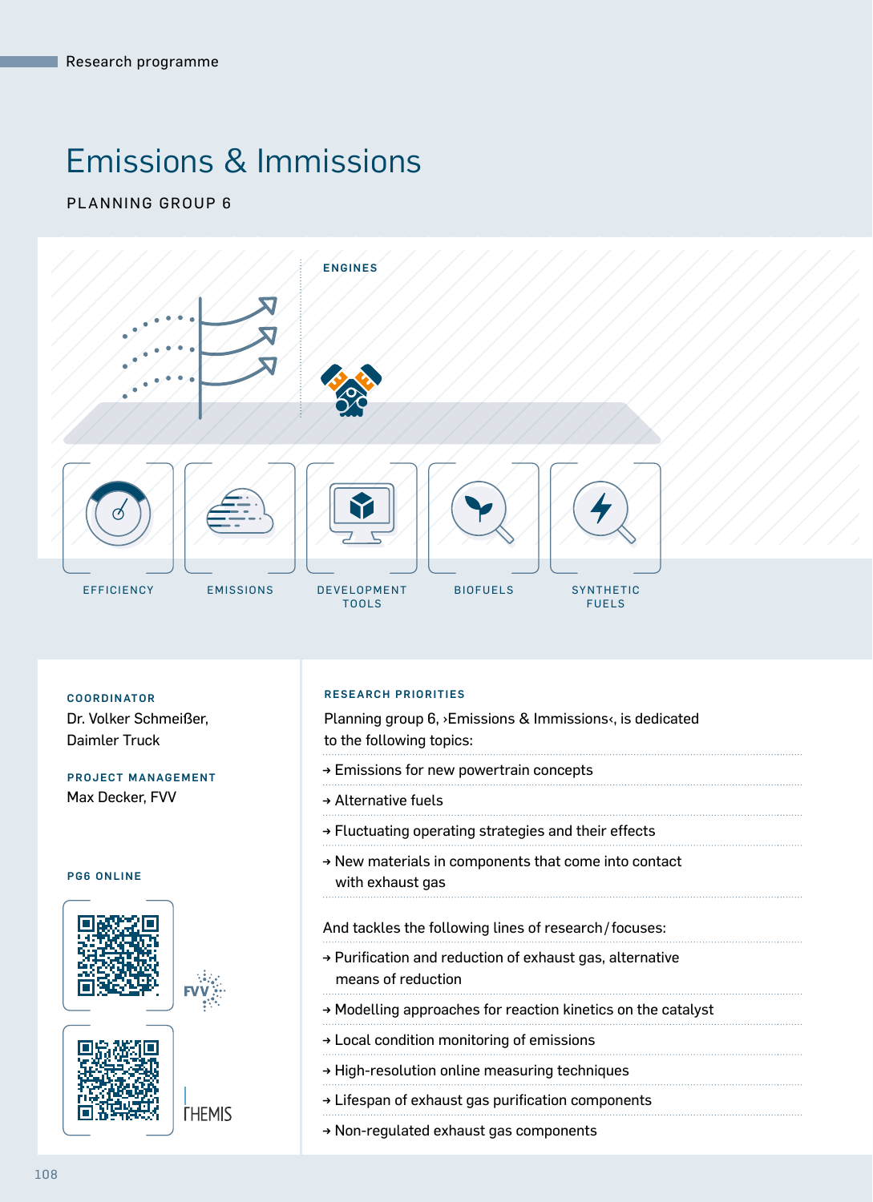Research programme

# Emissions & Immissions

PLANNING GROUP 6

ENGINES

EFFICIENCY

EMISSIONS

DEVELOPMENT TOOLS

BIOFUELS

SYNTHETIC FUELS

**COORDINATOR**
Dr. Volker Schmeißer, Daimler Truck

**PROJECT MANAGEMENT**
Max Decker, FVV

**PG6 ONLINE**

FVV

THEMIS

## RESEARCH PRIORITIES

Planning group 6, ›Emissions & Immissions‹, is dedicated to the following topics:

- Emissions for new powertrain concepts
- Alternative fuels
- Fluctuating operating strategies and their effects
- New materials in components that come into contact with exhaust gas

And tackles the following lines of research / focuses:

- Purification and reduction of exhaust gas, alternative means of reduction
- Modelling approaches for reaction kinetics on the catalyst
- Local condition monitoring of emissions
- High-resolution online measuring techniques
- Lifespan of exhaust gas purification components
- Non-regulated exhaust gas components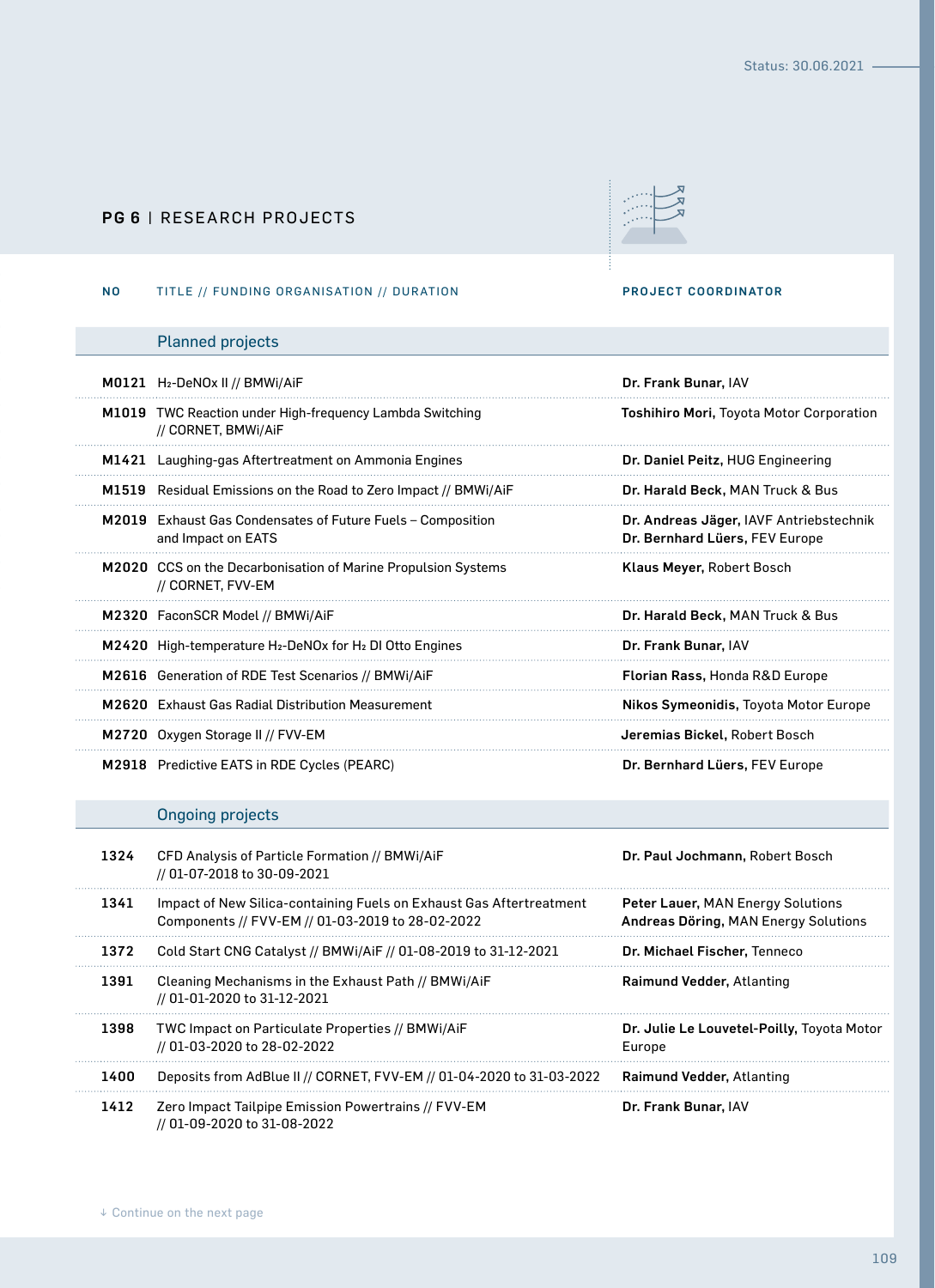Status: 30.06.2021

## PG 6 | RESEARCH PROJECTS

| NO | TITLE // FUNDING ORGANISATION // DURATION | PROJECT COORDINATOR |
|---|---|---|
| | **Planned projects** | |
| **M0121** | $H_2$-DeNOx II // BMWi/AiF | **Dr. Frank Bunar,** IAV |
| **M1019** | TWC Reaction under High-frequency Lambda Switching // CORNET, BMWi/AiF | **Toshihiro Mori,** Toyota Motor Corporation |
| **M1421** | Laughing-gas Aftertreatment on Ammonia Engines | **Dr. Daniel Peitz,** HUG Engineering |
| **M1519** | Residual Emissions on the Road to Zero Impact // BMWi/AiF | **Dr. Harald Beck,** MAN Truck & Bus |
| **M2019** | Exhaust Gas Condensates of Future Fuels – Composition and Impact on EATS | **Dr. Andreas Jäger,** IAVF Antriebstechnik<br>**Dr. Bernhard Lüers,** FEV Europe |
| **M2020** | CCS on the Decarbonisation of Marine Propulsion Systems // CORNET, FVV-EM | **Klaus Meyer,** Robert Bosch |
| **M2320** | FaconSCR Model // BMWi/AiF | **Dr. Harald Beck,** MAN Truck & Bus |
| **M2420** | High-temperature $H_2$-DeNOx for $H_2$ DI Otto Engines | **Dr. Frank Bunar,** IAV |
| **M2616** | Generation of RDE Test Scenarios // BMWi/AiF | **Florian Rass,** Honda R&D Europe |
| **M2620** | Exhaust Gas Radial Distribution Measurement | **Nikos Symeonidis,** Toyota Motor Europe |
| **M2720** | Oxygen Storage II // FVV-EM | **Jeremias Bickel,** Robert Bosch |
| **M2918** | Predictive EATS in RDE Cycles (PEARC) | **Dr. Bernhard Lüers,** FEV Europe |
| | **Ongoing projects** | |
| **1324** | CFD Analysis of Particle Formation // BMWi/AiF // 01-07-2018 to 30-09-2021 | **Dr. Paul Jochmann,** Robert Bosch |
| **1341** | Impact of New Silica-containing Fuels on Exhaust Gas Aftertreatment Components // FVV-EM // 01-03-2019 to 28-02-2022 | **Peter Lauer,** MAN Energy Solutions<br>**Andreas Döring,** MAN Energy Solutions |
| **1372** | Cold Start CNG Catalyst // BMWi/AiF // 01-08-2019 to 31-12-2021 | **Dr. Michael Fischer,** Tenneco |
| **1391** | Cleaning Mechanisms in the Exhaust Path // BMWi/AiF // 01-01-2020 to 31-12-2021 | **Raimund Vedder,** Atlanting |
| **1398** | TWC Impact on Particulate Properties // BMWi/AiF // 01-03-2020 to 28-02-2022 | **Dr. Julie Le Louvetel-Poilly,** Toyota Motor Europe |
| **1400** | Deposits from AdBlue II // CORNET, FVV-EM // 01-04-2020 to 31-03-2022 | **Raimund Vedder,** Atlanting |
| **1412** | Zero Impact Tailpipe Emission Powertrains // FVV-EM // 01-09-2020 to 31-08-2022 | **Dr. Frank Bunar,** IAV |

↓ Continue on the next page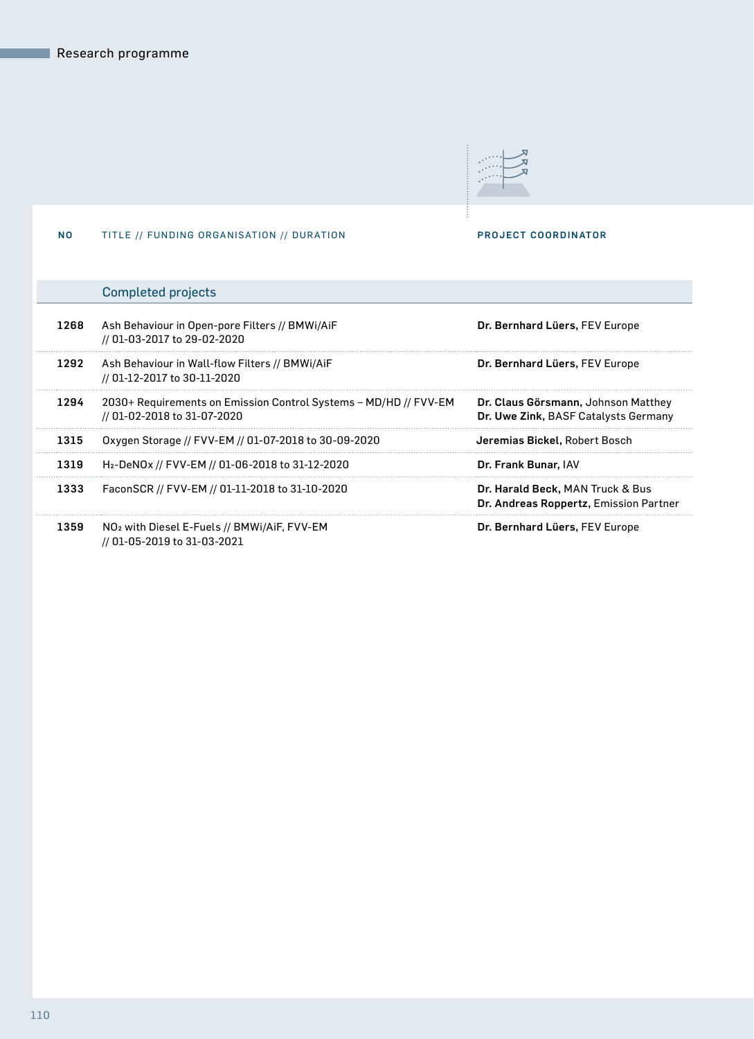| NO | TITLE // FUNDING ORGANISATION // DURATION | PROJECT COORDINATOR |
|---|---|---|
| | **Completed projects** | |
| **1268** | Ash Behaviour in Open-pore Filters // BMWi/AiF // 01-03-2017 to 29-02-2020 | **Dr. Bernhard Lüers,** FEV Europe |
| **1292** | Ash Behaviour in Wall-flow Filters // BMWi/AiF // 01-12-2017 to 30-11-2020 | **Dr. Bernhard Lüers,** FEV Europe |
| **1294** | 2030+ Requirements on Emission Control Systems – MD/HD // FVV-EM // 01-02-2018 to 31-07-2020 | **Dr. Claus Görsmann,** Johnson Matthey<br>**Dr. Uwe Zink,** BASF Catalysts Germany |
| **1315** | Oxygen Storage // FVV-EM // 01-07-2018 to 30-09-2020 | **Jeremias Bickel,** Robert Bosch |
| **1319** | $H_2$-DeNOx // FVV-EM // 01-06-2018 to 31-12-2020 | **Dr. Frank Bunar,** IAV |
| **1333** | FaconSCR // FVV-EM // 01-11-2018 to 31-10-2020 | **Dr. Harald Beck,** MAN Truck & Bus<br>**Dr. Andreas Roppertz,** Emission Partner |
| **1359** | $NO_2$ with Diesel E-Fuels // BMWi/AiF, FVV-EM // 01-05-2019 to 31-03-2021 | **Dr. Bernhard Lüers,** FEV Europe |